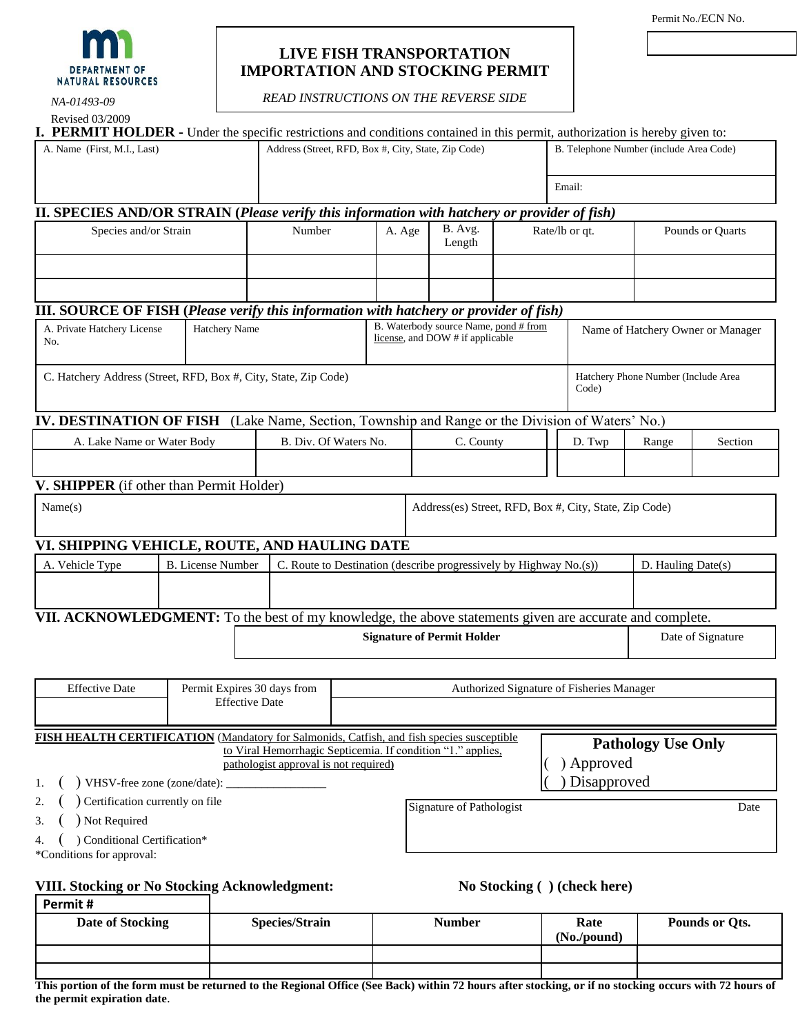DEPARTMENT OF NATURAL RESOURCES

*NA-01493-09*

Revised 03/2009

# LIVE FISH TRANSPORTATION IMPORTATION AND STOCKING PERMIT

*READ INSTRUCTIONS ON THE REVERSE SIDE*

Permit No./ECN No.

## I. PERMIT HOLDER - Under the specific restrictions and conditions contained in this permit, authorization is hereby given to:

| A. Name (First, M.I., Last) | Address (Street, RFD, Box #, City, State, Zip Code) | B. Telephone Number (include Area Code) |
|---|---|---|
| | | Email: |

## II. SPECIES AND/OR STRAIN (*Please verify this information with hatchery or provider of fish)*

| Species and/or Strain | Number | A. Age | B. Avg. Length | Rate/lb or qt. | Pounds or Quarts |
|---|---|---|---|---|---|
| | | | | | |
| | | | | | |

## III. SOURCE OF FISH (*Please verify this information with hatchery or provider of fish)*

| A. Private Hatchery License No. | Hatchery Name | B. Waterbody source Name, pond # from license, and DOW # if applicable | Name of Hatchery Owner or Manager |
|---|---|---|---|
| C. Hatchery Address (Street, RFD, Box #, City, State, Zip Code) | | | Hatchery Phone Number (Include Area Code) |

## IV. DESTINATION OF FISH (Lake Name, Section, Township and Range or the Division of Waters' No.)

| A. Lake Name or Water Body | B. Div. Of Waters No. | C. County | D. Twp | Range | Section |
|---|---|---|---|---|---|
| | | | | | |

## V. SHIPPER (if other than Permit Holder)

| Name(s) | Address(es) Street, RFD, Box #, City, State, Zip Code) |
|---|---|
| | |

## VI. SHIPPING VEHICLE, ROUTE, AND HAULING DATE

| A. Vehicle Type | B. License Number | C. Route to Destination (describe progressively by Highway No.(s)) | D. Hauling Date(s) |
|---|---|---|---|
| | | | |

## VII. ACKNOWLEDGMENT: To the best of my knowledge, the above statements given are accurate and complete.

| Signature of Permit Holder | Date of Signature |
|---|---|
| | |

| Effective Date | Permit Expires 30 days from Effective Date | Authorized Signature of Fisheries Manager |
|---|---|---|
| | | |

**FISH HEALTH CERTIFICATION** (Mandatory for Salmonids, Catfish, and fish species susceptible to Viral Hemorrhagic Septicemia. If condition "1." applies, pathologist approval is not required**)**

1. ( ) VHSV-free zone (zone/date): ________________
2. ( ) Certification currently on file
3. ( ) Not Required
4. ( ) Conditional Certification*

*Conditions for approval:

**Pathology Use Only**

( ) Approved

( ) Disapproved

| Signature of Pathologist | Date |
|---|---|
| | |

## VIII. Stocking or No Stocking Acknowledgment:

**No Stocking ( ) (check here)**

**Permit #**

| Date of Stocking | Species/Strain | Number | Rate (No./pound) | Pounds or Qts. |
|---|---|---|---|---|
| | | | | |
| | | | | |

**This portion of the form must be returned to the Regional Office (See Back) within 72 hours after stocking, or if no stocking occurs with 72 hours of the permit expiration date**.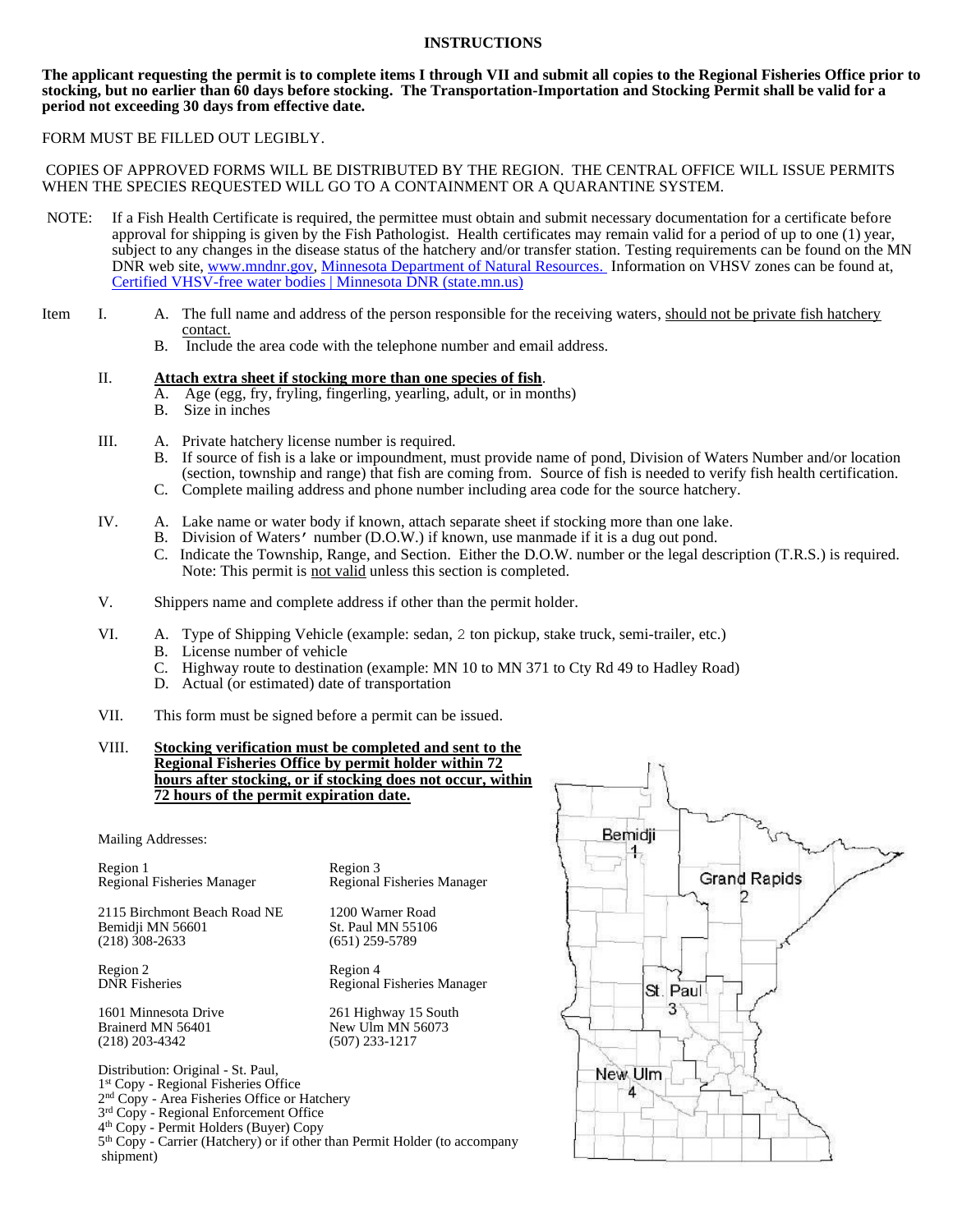# INSTRUCTIONS

**The applicant requesting the permit is to complete items I through VII and submit all copies to the Regional Fisheries Office prior to stocking, but no earlier than 60 days before stocking. The Transportation-Importation and Stocking Permit shall be valid for a period not exceeding 30 days from effective date.**

FORM MUST BE FILLED OUT LEGIBLY.

COPIES OF APPROVED FORMS WILL BE DISTRIBUTED BY THE REGION. THE CENTRAL OFFICE WILL ISSUE PERMITS WHEN THE SPECIES REQUESTED WILL GO TO A CONTAINMENT OR A QUARANTINE SYSTEM.

NOTE: If a Fish Health Certificate is required, the permittee must obtain and submit necessary documentation for a certificate before approval for shipping is given by the Fish Pathologist. Health certificates may remain valid for a period of up to one (1) year, subject to any changes in the disease status of the hatchery and/or transfer station. Testing requirements can be found on the MN DNR web site, www.mndnr.gov, Minnesota Department of Natural Resources. Information on VHSV zones can be found at, Certified VHSV-free water bodies | Minnesota DNR (state.mn.us)

Item I.
- A. The full name and address of the person responsible for the receiving waters, should not be private fish hatchery contact.
- B. Include the area code with the telephone number and email address.

II. **Attach extra sheet if stocking more than one species of fish**.
- A. Age (egg, fry, fryling, fingerling, yearling, adult, or in months)
- B. Size in inches

III.
- A. Private hatchery license number is required.
- B. If source of fish is a lake or impoundment, must provide name of pond, Division of Waters Number and/or location (section, township and range) that fish are coming from. Source of fish is needed to verify fish health certification.
- C. Complete mailing address and phone number including area code for the source hatchery.

IV.
- A. Lake name or water body if known, attach separate sheet if stocking more than one lake.
- B. Division of Waters' number (D.O.W.) if known, use manmade if it is a dug out pond.
- C. Indicate the Township, Range, and Section. Either the D.O.W. number or the legal description (T.R.S.) is required. Note: This permit is not valid unless this section is completed.

V. Shippers name and complete address if other than the permit holder.

VI.
- A. Type of Shipping Vehicle (example: sedan, 2 ton pickup, stake truck, semi-trailer, etc.)
- B. License number of vehicle
- C. Highway route to destination (example: MN 10 to MN 371 to Cty Rd 49 to Hadley Road)
- D. Actual (or estimated) date of transportation

VII. This form must be signed before a permit can be issued.

VIII. **Stocking verification must be completed and sent to the Regional Fisheries Office by permit holder within 72 hours after stocking, or if stocking does not occur, within 72 hours of the permit expiration date.**

Mailing Addresses:

Region 1
Regional Fisheries Manager

2115 Birchmont Beach Road NE
Bemidji MN 56601
(218) 308-2633

Region 2
DNR Fisheries

1601 Minnesota Drive
Brainerd MN 56401
(218) 203-4342

Region 3
Regional Fisheries Manager

1200 Warner Road
St. Paul MN 55106
(651) 259-5789

Region 4
Regional Fisheries Manager

261 Highway 15 South
New Ulm MN 56073
(507) 233-1217

Distribution: Original - St. Paul,
1st Copy - Regional Fisheries Office
2nd Copy - Area Fisheries Office or Hatchery
3rd Copy - Regional Enforcement Office
4th Copy - Permit Holders (Buyer) Copy
5th Copy - Carrier (Hatchery) or if other than Permit Holder (to accompany shipment)

Bemidji 1
Grand Rapids 2
St. Paul 3
New Ulm 4